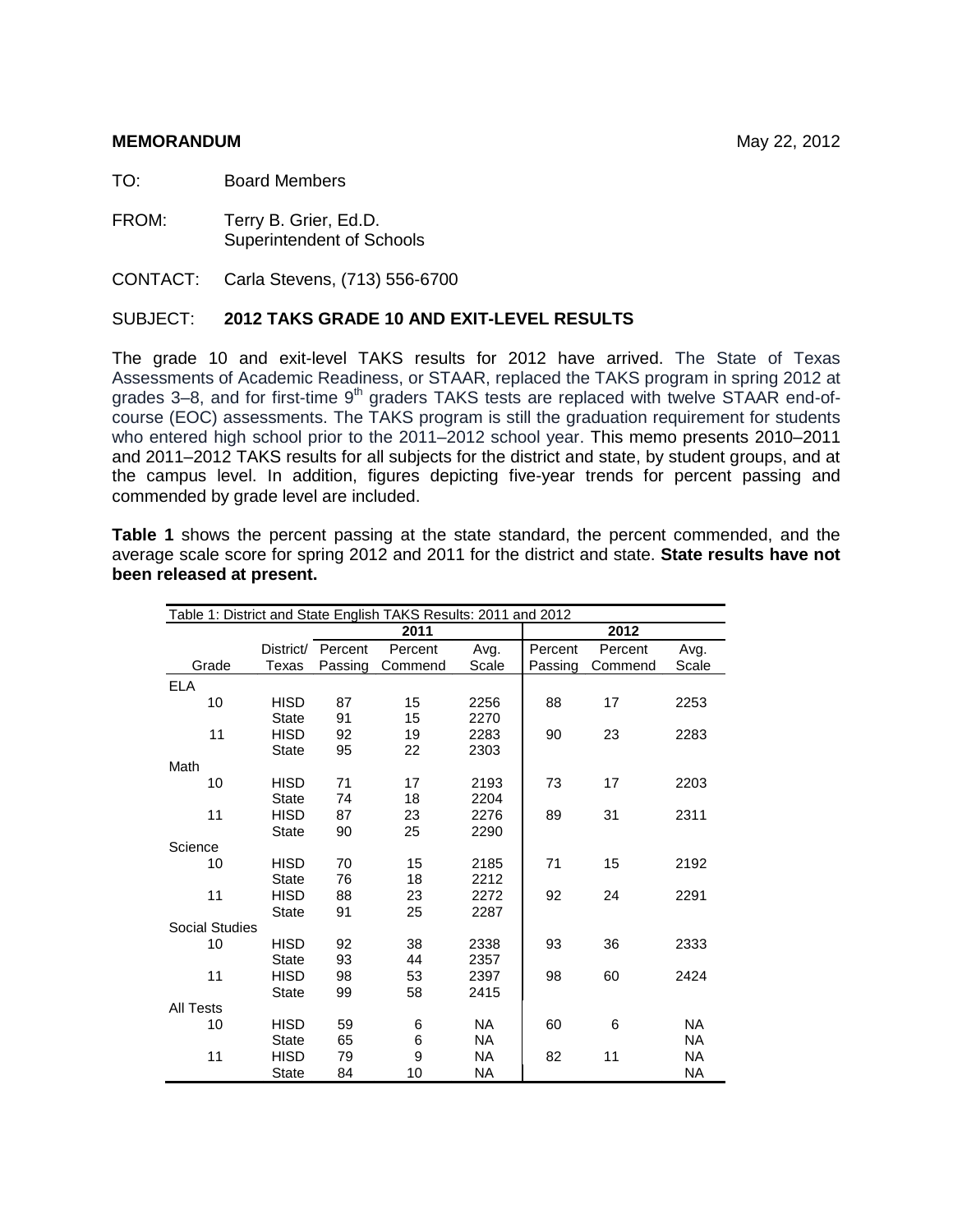**MEMORANDUM** May 22, 2012

TO: Board Members

FROM: Terry B. Grier, Ed.D.
Superintendent of Schools

CONTACT: Carla Stevens, (713) 556-6700

SUBJECT: **2012 TAKS GRADE 10 AND EXIT-LEVEL RESULTS**

The grade 10 and exit-level TAKS results for 2012 have arrived. The State of Texas Assessments of Academic Readiness, or STAAR, replaced the TAKS program in spring 2012 at grades 3–8, and for first-time 9th graders TAKS tests are replaced with twelve STAAR end-of-course (EOC) assessments. The TAKS program is still the graduation requirement for students who entered high school prior to the 2011–2012 school year. This memo presents 2010–2011 and 2011–2012 TAKS results for all subjects for the district and state, by student groups, and at the campus level. In addition, figures depicting five-year trends for percent passing and commended by grade level are included.

**Table 1** shows the percent passing at the state standard, the percent commended, and the average scale score for spring 2012 and 2011 for the district and state. **State results have not been released at present.**

Table 1: District and State English TAKS Results: 2011 and 2012

| | | 2011 | | | 2012 | | |
|---|---|---|---|---|---|---|---|
| Grade | District/ Texas | Percent Passing | Percent Commend | Avg. Scale | Percent Passing | Percent Commend | Avg. Scale |
| ELA | | | | | | | |
| 10 | HISD | 87 | 15 | 2256 | 88 | 17 | 2253 |
| | State | 91 | 15 | 2270 | | | |
| 11 | HISD | 92 | 19 | 2283 | 90 | 23 | 2283 |
| | State | 95 | 22 | 2303 | | | |
| Math | | | | | | | |
| 10 | HISD | 71 | 17 | 2193 | 73 | 17 | 2203 |
| | State | 74 | 18 | 2204 | | | |
| 11 | HISD | 87 | 23 | 2276 | 89 | 31 | 2311 |
| | State | 90 | 25 | 2290 | | | |
| Science | | | | | | | |
| 10 | HISD | 70 | 15 | 2185 | 71 | 15 | 2192 |
| | State | 76 | 18 | 2212 | | | |
| 11 | HISD | 88 | 23 | 2272 | 92 | 24 | 2291 |
| | State | 91 | 25 | 2287 | | | |
| Social Studies | | | | | | | |
| 10 | HISD | 92 | 38 | 2338 | 93 | 36 | 2333 |
| | State | 93 | 44 | 2357 | | | |
| 11 | HISD | 98 | 53 | 2397 | 98 | 60 | 2424 |
| | State | 99 | 58 | 2415 | | | |
| All Tests | | | | | | | |
| 10 | HISD | 59 | 6 | NA | 60 | 6 | NA |
| | State | 65 | 6 | NA | | | NA |
| 11 | HISD | 79 | 9 | NA | 82 | 11 | NA |
| | State | 84 | 10 | NA | | | NA |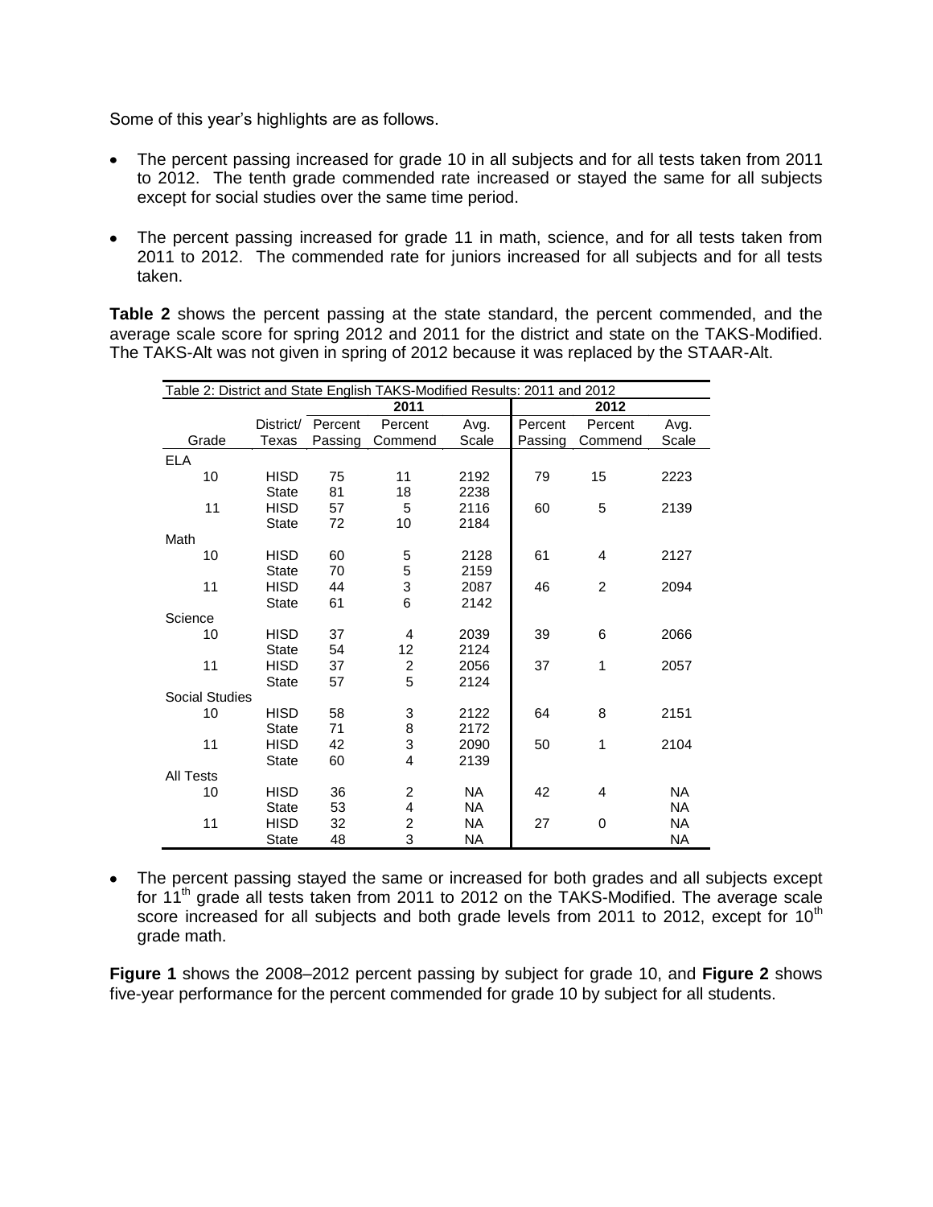Some of this year's highlights are as follows.

- The percent passing increased for grade 10 in all subjects and for all tests taken from 2011 to 2012. The tenth grade commended rate increased or stayed the same for all subjects except for social studies over the same time period.
- The percent passing increased for grade 11 in math, science, and for all tests taken from 2011 to 2012. The commended rate for juniors increased for all subjects and for all tests taken.

**Table 2** shows the percent passing at the state standard, the percent commended, and the average scale score for spring 2012 and 2011 for the district and state on the TAKS-Modified. The TAKS-Alt was not given in spring of 2012 because it was replaced by the STAAR-Alt.

| Table 2: District and State English TAKS-Modified Results: 2011 and 2012 | | | | | | | |
|---|---|---|---|---|---|---|---|
| | | 2011 | | | 2012 | | |
| Grade | District/ Texas | Percent Passing | Percent Commend | Avg. Scale | Percent Passing | Percent Commend | Avg. Scale |
| ELA | | | | | | | |
| 10 | HISD | 75 | 11 | 2192 | 79 | 15 | 2223 |
| | State | 81 | 18 | 2238 | | | |
| 11 | HISD | 57 | 5 | 2116 | 60 | 5 | 2139 |
| | State | 72 | 10 | 2184 | | | |
| Math | | | | | | | |
| 10 | HISD | 60 | 5 | 2128 | 61 | 4 | 2127 |
| | State | 70 | 5 | 2159 | | | |
| 11 | HISD | 44 | 3 | 2087 | 46 | 2 | 2094 |
| | State | 61 | 6 | 2142 | | | |
| Science | | | | | | | |
| 10 | HISD | 37 | 4 | 2039 | 39 | 6 | 2066 |
| | State | 54 | 12 | 2124 | | | |
| 11 | HISD | 37 | 2 | 2056 | 37 | 1 | 2057 |
| | State | 57 | 5 | 2124 | | | |
| Social Studies | | | | | | | |
| 10 | HISD | 58 | 3 | 2122 | 64 | 8 | 2151 |
| | State | 71 | 8 | 2172 | | | |
| 11 | HISD | 42 | 3 | 2090 | 50 | 1 | 2104 |
| | State | 60 | 4 | 2139 | | | |
| All Tests | | | | | | | |
| 10 | HISD | 36 | 2 | NA | 42 | 4 | NA |
| | State | 53 | 4 | NA | | | NA |
| 11 | HISD | 32 | 2 | NA | 27 | 0 | NA |
| | State | 48 | 3 | NA | | | NA |

- The percent passing stayed the same or increased for both grades and all subjects except for 11th grade all tests taken from 2011 to 2012 on the TAKS-Modified. The average scale score increased for all subjects and both grade levels from 2011 to 2012, except for 10th grade math.

**Figure 1** shows the 2008–2012 percent passing by subject for grade 10, and **Figure 2** shows five-year performance for the percent commended for grade 10 by subject for all students.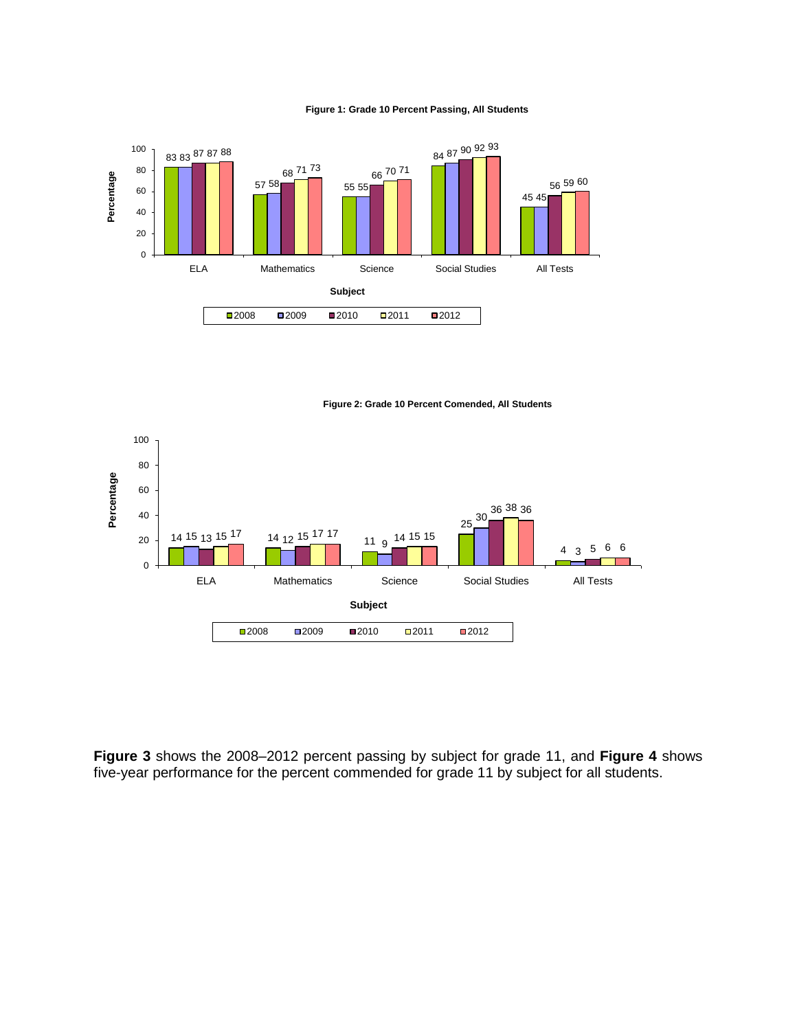**Figure 1: Grade 10 Percent Passing, All Students**

| Subject | 2008 | 2009 | 2010 | 2011 | 2012 |
|---|---|---|---|---|---|
| ELA | 83 | 83 | 87 | 87 | 88 |
| Mathematics | 57 | 58 | 68 | 71 | 73 |
| Science | 55 | 55 | 66 | 70 | 71 |
| Social Studies | 84 | 87 | 90 | 92 | 93 |
| All Tests | 45 | 45 | 56 | 59 | 60 |

**Figure 2: Grade 10 Percent Comended, All Students**

| Subject | 2008 | 2009 | 2010 | 2011 | 2012 |
|---|---|---|---|---|---|
| ELA | 14 | 15 | 13 | 15 | 17 |
| Mathematics | 14 | 12 | 15 | 17 | 17 |
| Science | 11 | 9 | 14 | 15 | 15 |
| Social Studies | 25 | 30 | 36 | 38 | 36 |
| All Tests | 4 | 3 | 5 | 6 | 6 |

**Figure 3** shows the 2008–2012 percent passing by subject for grade 11, and **Figure 4** shows five-year performance for the percent commended for grade 11 by subject for all students.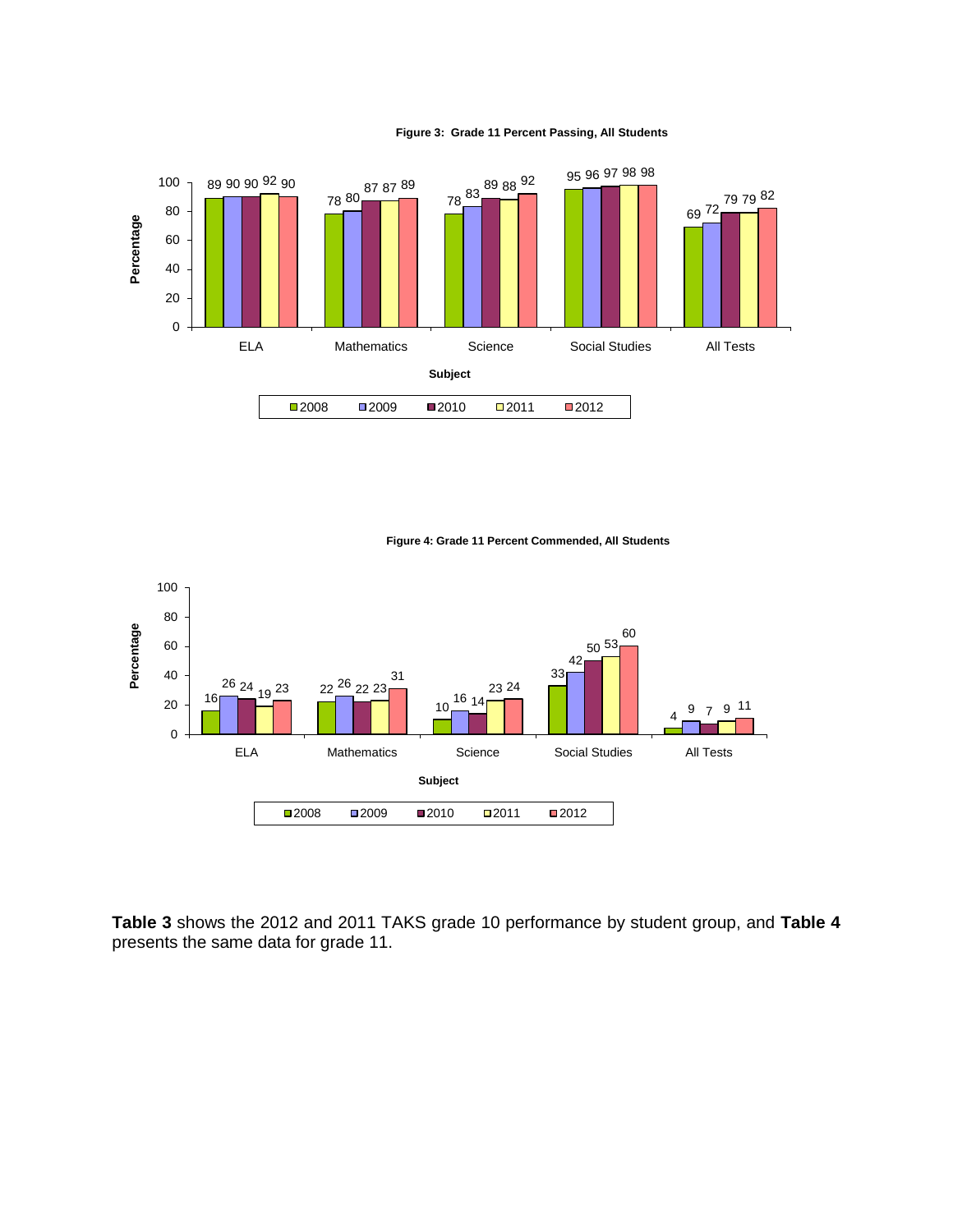**Figure 3: Grade 11 Percent Passing, All Students**

| Subject | 2008 | 2009 | 2010 | 2011 | 2012 |
|---|---|---|---|---|---|
| ELA | 89 | 90 | 90 | 92 | 90 |
| Mathematics | 78 | 80 | 87 | 87 | 89 |
| Science | 78 | 83 | 89 | 88 | 92 |
| Social Studies | 95 | 96 | 97 | 98 | 98 |
| All Tests | 69 | 72 | 79 | 79 | 82 |

**Figure 4: Grade 11 Percent Commended, All Students**

| Subject | 2008 | 2009 | 2010 | 2011 | 2012 |
|---|---|---|---|---|---|
| ELA | 16 | 26 | 24 | 19 | 23 |
| Mathematics | 22 | 26 | 22 | 23 | 31 |
| Science | 10 | 16 | 14 | 23 | 24 |
| Social Studies | 33 | 42 | 50 | 53 | 60 |
| All Tests | 4 | 9 | 7 | 9 | 11 |

**Table 3** shows the 2012 and 2011 TAKS grade 10 performance by student group, and **Table 4** presents the same data for grade 11.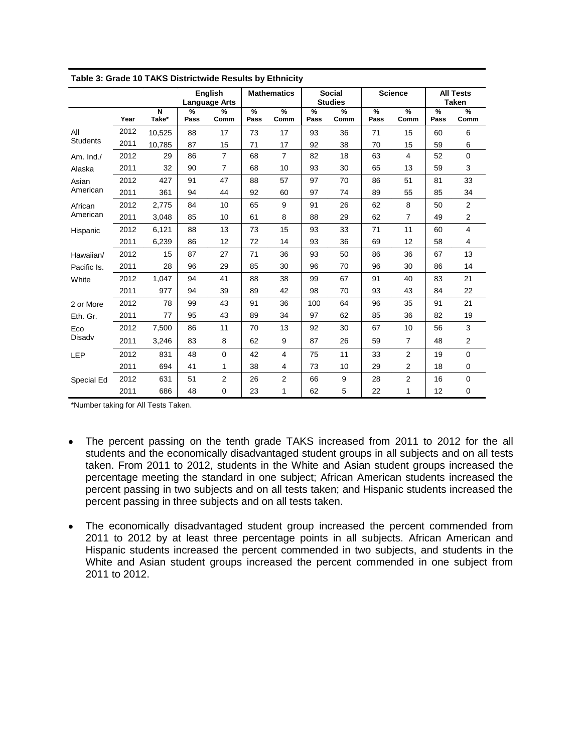**Table 3: Grade 10 TAKS Districtwide Results by Ethnicity**

| | | | English Language Arts | | Mathematics | | Social Studies | | Science | | All Tests Taken | |
|---|---|---|---|---|---|---|---|---|---|---|---|---|
| | Year | N Take* | % Pass | % Comm | % Pass | % Comm | % Pass | % Comm | % Pass | % Comm | % Pass | % Comm |
| All Students | 2012 | 10,525 | 88 | 17 | 73 | 17 | 93 | 36 | 71 | 15 | 60 | 6 |
| | 2011 | 10,785 | 87 | 15 | 71 | 17 | 92 | 38 | 70 | 15 | 59 | 6 |
| Am. Ind./ Alaska | 2012 | 29 | 86 | 7 | 68 | 7 | 82 | 18 | 63 | 4 | 52 | 0 |
| | 2011 | 32 | 90 | 7 | 68 | 10 | 93 | 30 | 65 | 13 | 59 | 3 |
| Asian American | 2012 | 427 | 91 | 47 | 88 | 57 | 97 | 70 | 86 | 51 | 81 | 33 |
| | 2011 | 361 | 94 | 44 | 92 | 60 | 97 | 74 | 89 | 55 | 85 | 34 |
| African American | 2012 | 2,775 | 84 | 10 | 65 | 9 | 91 | 26 | 62 | 8 | 50 | 2 |
| | 2011 | 3,048 | 85 | 10 | 61 | 8 | 88 | 29 | 62 | 7 | 49 | 2 |
| Hispanic | 2012 | 6,121 | 88 | 13 | 73 | 15 | 93 | 33 | 71 | 11 | 60 | 4 |
| | 2011 | 6,239 | 86 | 12 | 72 | 14 | 93 | 36 | 69 | 12 | 58 | 4 |
| Hawaiian/ Pacific Is. | 2012 | 15 | 87 | 27 | 71 | 36 | 93 | 50 | 86 | 36 | 67 | 13 |
| | 2011 | 28 | 96 | 29 | 85 | 30 | 96 | 70 | 96 | 30 | 86 | 14 |
| White | 2012 | 1,047 | 94 | 41 | 88 | 38 | 99 | 67 | 91 | 40 | 83 | 21 |
| | 2011 | 977 | 94 | 39 | 89 | 42 | 98 | 70 | 93 | 43 | 84 | 22 |
| 2 or More Eth. Gr. | 2012 | 78 | 99 | 43 | 91 | 36 | 100 | 64 | 96 | 35 | 91 | 21 |
| | 2011 | 77 | 95 | 43 | 89 | 34 | 97 | 62 | 85 | 36 | 82 | 19 |
| Eco Disadv | 2012 | 7,500 | 86 | 11 | 70 | 13 | 92 | 30 | 67 | 10 | 56 | 3 |
| | 2011 | 3,246 | 83 | 8 | 62 | 9 | 87 | 26 | 59 | 7 | 48 | 2 |
| LEP | 2012 | 831 | 48 | 0 | 42 | 4 | 75 | 11 | 33 | 2 | 19 | 0 |
| | 2011 | 694 | 41 | 1 | 38 | 4 | 73 | 10 | 29 | 2 | 18 | 0 |
| Special Ed | 2012 | 631 | 51 | 2 | 26 | 2 | 66 | 9 | 28 | 2 | 16 | 0 |
| | 2011 | 686 | 48 | 0 | 23 | 1 | 62 | 5 | 22 | 1 | 12 | 0 |

*Number taking for All Tests Taken.

- The percent passing on the tenth grade TAKS increased from 2011 to 2012 for the all students and the economically disadvantaged student groups in all subjects and on all tests taken. From 2011 to 2012, students in the White and Asian student groups increased the percentage meeting the standard in one subject; African American students increased the percent passing in two subjects and on all tests taken; and Hispanic students increased the percent passing in three subjects and on all tests taken.

- The economically disadvantaged student group increased the percent commended from 2011 to 2012 by at least three percentage points in all subjects. African American and Hispanic students increased the percent commended in two subjects, and students in the White and Asian student groups increased the percent commended in one subject from 2011 to 2012.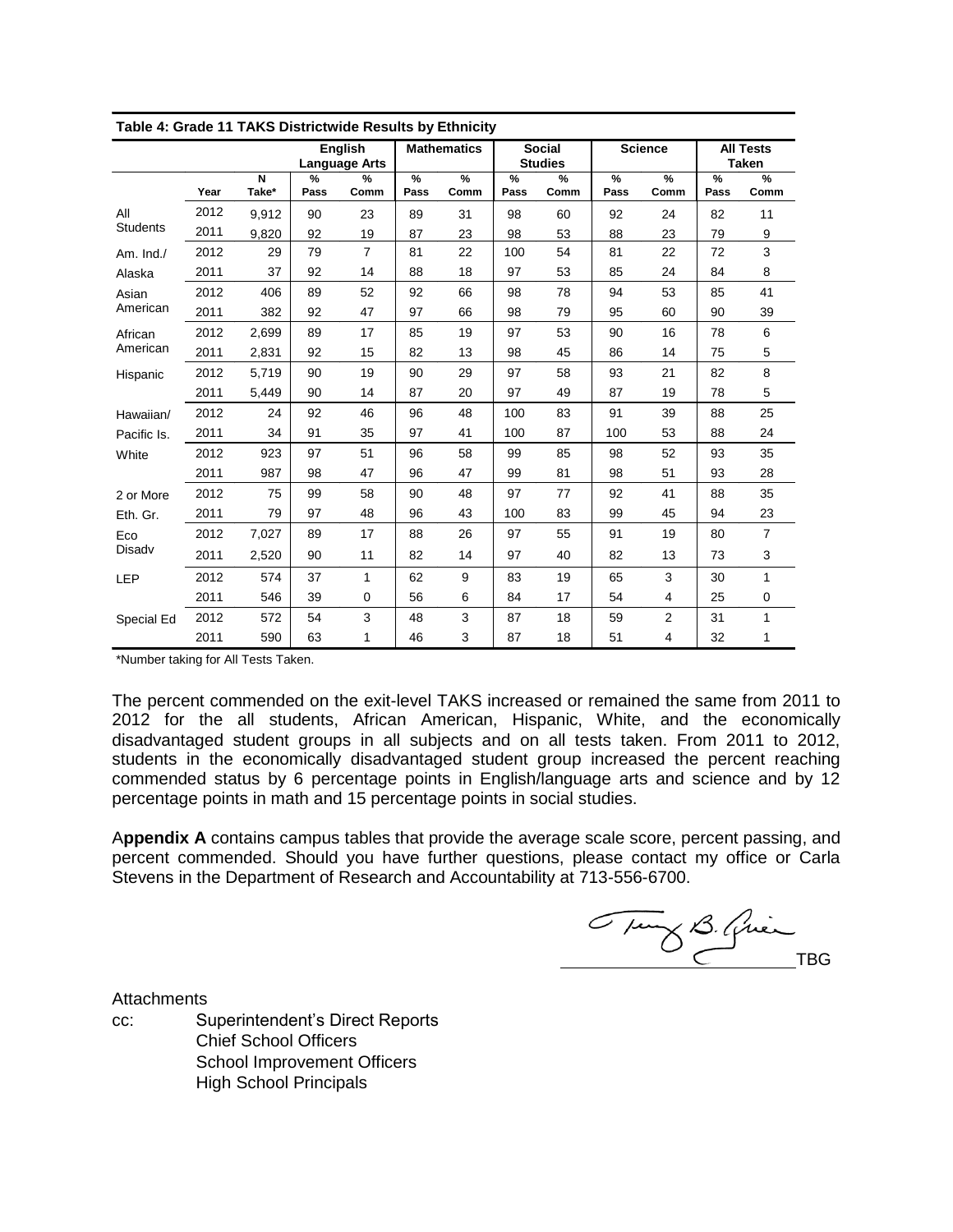**Table 4: Grade 11 TAKS Districtwide Results by Ethnicity**

| | | | English Language Arts | | Mathematics | | Social Studies | | Science | | All Tests Taken | |
|---|---|---|---|---|---|---|---|---|---|---|---|---|
| | Year | N Take* | % Pass | % Comm | % Pass | % Comm | % Pass | % Comm | % Pass | % Comm | % Pass | % Comm |
| All Students | 2012 | 9,912 | 90 | 23 | 89 | 31 | 98 | 60 | 92 | 24 | 82 | 11 |
| | 2011 | 9,820 | 92 | 19 | 87 | 23 | 98 | 53 | 88 | 23 | 79 | 9 |
| Am. Ind./ Alaska | 2012 | 29 | 79 | 7 | 81 | 22 | 100 | 54 | 81 | 22 | 72 | 3 |
| | 2011 | 37 | 92 | 14 | 88 | 18 | 97 | 53 | 85 | 24 | 84 | 8 |
| Asian American | 2012 | 406 | 89 | 52 | 92 | 66 | 98 | 78 | 94 | 53 | 85 | 41 |
| | 2011 | 382 | 92 | 47 | 97 | 66 | 98 | 79 | 95 | 60 | 90 | 39 |
| African American | 2012 | 2,699 | 89 | 17 | 85 | 19 | 97 | 53 | 90 | 16 | 78 | 6 |
| | 2011 | 2,831 | 92 | 15 | 82 | 13 | 98 | 45 | 86 | 14 | 75 | 5 |
| Hispanic | 2012 | 5,719 | 90 | 19 | 90 | 29 | 97 | 58 | 93 | 21 | 82 | 8 |
| | 2011 | 5,449 | 90 | 14 | 87 | 20 | 97 | 49 | 87 | 19 | 78 | 5 |
| Hawaiian/ Pacific Is. | 2012 | 24 | 92 | 46 | 96 | 48 | 100 | 83 | 91 | 39 | 88 | 25 |
| | 2011 | 34 | 91 | 35 | 97 | 41 | 100 | 87 | 100 | 53 | 88 | 24 |
| White | 2012 | 923 | 97 | 51 | 96 | 58 | 99 | 85 | 98 | 52 | 93 | 35 |
| | 2011 | 987 | 98 | 47 | 96 | 47 | 99 | 81 | 98 | 51 | 93 | 28 |
| 2 or More Eth. Gr. | 2012 | 75 | 99 | 58 | 90 | 48 | 97 | 77 | 92 | 41 | 88 | 35 |
| | 2011 | 79 | 97 | 48 | 96 | 43 | 100 | 83 | 99 | 45 | 94 | 23 |
| Eco Disadv | 2012 | 7,027 | 89 | 17 | 88 | 26 | 97 | 55 | 91 | 19 | 80 | 7 |
| | 2011 | 2,520 | 90 | 11 | 82 | 14 | 97 | 40 | 82 | 13 | 73 | 3 |
| LEP | 2012 | 574 | 37 | 1 | 62 | 9 | 83 | 19 | 65 | 3 | 30 | 1 |
| | 2011 | 546 | 39 | 0 | 56 | 6 | 84 | 17 | 54 | 4 | 25 | 0 |
| Special Ed | 2012 | 572 | 54 | 3 | 48 | 3 | 87 | 18 | 59 | 2 | 31 | 1 |
| | 2011 | 590 | 63 | 1 | 46 | 3 | 87 | 18 | 51 | 4 | 32 | 1 |

*Number taking for All Tests Taken.

The percent commended on the exit-level TAKS increased or remained the same from 2011 to 2012 for the all students, African American, Hispanic, White, and the economically disadvantaged student groups in all subjects and on all tests taken. From 2011 to 2012, students in the economically disadvantaged student group increased the percent reaching commended status by 6 percentage points in English/language arts and science and by 12 percentage points in math and 15 percentage points in social studies.

A**ppendix A** contains campus tables that provide the average scale score, percent passing, and percent commended. Should you have further questions, please contact my office or Carla Stevens in the Department of Research and Accountability at 713-556-6700.

TBG

Attachments

cc: Superintendent's Direct Reports
Chief School Officers
School Improvement Officers
High School Principals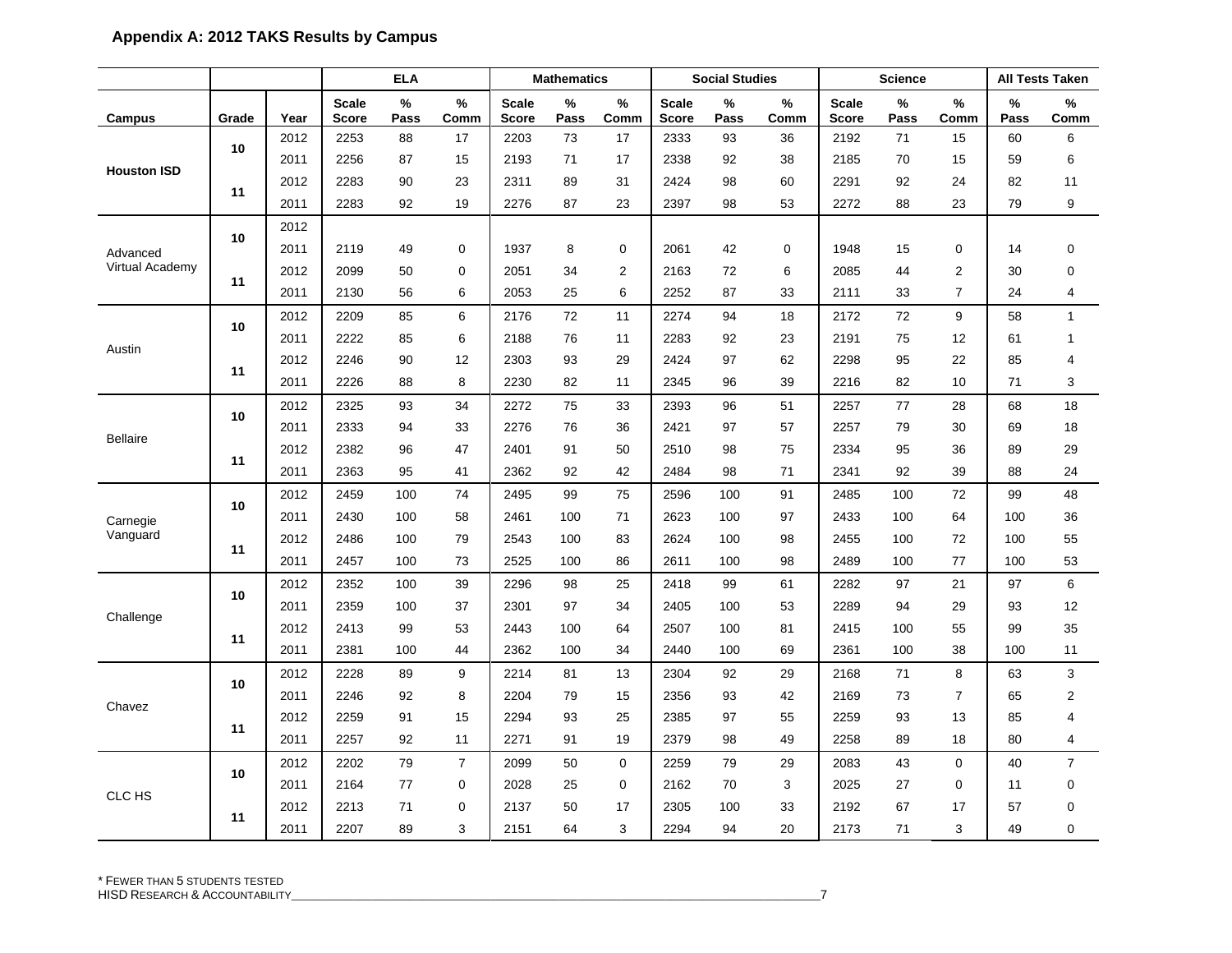## Appendix A: 2012 TAKS Results by Campus

| Campus | Grade | Year | ELA | | | Mathematics | | | Social Studies | | | Science | | | All Tests Taken | |
|---|---|---|---|---|---|---|---|---|---|---|---|---|---|---|---|---|
| | | | Scale Score | % Pass | % Comm | Scale Score | % Pass | % Comm | Scale Score | % Pass | % Comm | Scale Score | % Pass | % Comm | % Pass | % Comm |
| Houston ISD | 10 | 2012 | 2253 | 88 | 17 | 2203 | 73 | 17 | 2333 | 93 | 36 | 2192 | 71 | 15 | 60 | 6 |
| | | 2011 | 2256 | 87 | 15 | 2193 | 71 | 17 | 2338 | 92 | 38 | 2185 | 70 | 15 | 59 | 6 |
| | 11 | 2012 | 2283 | 90 | 23 | 2311 | 89 | 31 | 2424 | 98 | 60 | 2291 | 92 | 24 | 82 | 11 |
| | | 2011 | 2283 | 92 | 19 | 2276 | 87 | 23 | 2397 | 98 | 53 | 2272 | 88 | 23 | 79 | 9 |
| Advanced Virtual Academy | 10 | 2012 | | | | | | | | | | | | | | |
| | | 2011 | 2119 | 49 | 0 | 1937 | 8 | 0 | 2061 | 42 | 0 | 1948 | 15 | 0 | 14 | 0 |
| | 11 | 2012 | 2099 | 50 | 0 | 2051 | 34 | 2 | 2163 | 72 | 6 | 2085 | 44 | 2 | 30 | 0 |
| | | 2011 | 2130 | 56 | 6 | 2053 | 25 | 6 | 2252 | 87 | 33 | 2111 | 33 | 7 | 24 | 4 |
| Austin | 10 | 2012 | 2209 | 85 | 6 | 2176 | 72 | 11 | 2274 | 94 | 18 | 2172 | 72 | 9 | 58 | 1 |
| | | 2011 | 2222 | 85 | 6 | 2188 | 76 | 11 | 2283 | 92 | 23 | 2191 | 75 | 12 | 61 | 1 |
| | 11 | 2012 | 2246 | 90 | 12 | 2303 | 93 | 29 | 2424 | 97 | 62 | 2298 | 95 | 22 | 85 | 4 |
| | | 2011 | 2226 | 88 | 8 | 2230 | 82 | 11 | 2345 | 96 | 39 | 2216 | 82 | 10 | 71 | 3 |
| Bellaire | 10 | 2012 | 2325 | 93 | 34 | 2272 | 75 | 33 | 2393 | 96 | 51 | 2257 | 77 | 28 | 68 | 18 |
| | | 2011 | 2333 | 94 | 33 | 2276 | 76 | 36 | 2421 | 97 | 57 | 2257 | 79 | 30 | 69 | 18 |
| | 11 | 2012 | 2382 | 96 | 47 | 2401 | 91 | 50 | 2510 | 98 | 75 | 2334 | 95 | 36 | 89 | 29 |
| | | 2011 | 2363 | 95 | 41 | 2362 | 92 | 42 | 2484 | 98 | 71 | 2341 | 92 | 39 | 88 | 24 |
| Carnegie Vanguard | 10 | 2012 | 2459 | 100 | 74 | 2495 | 99 | 75 | 2596 | 100 | 91 | 2485 | 100 | 72 | 99 | 48 |
| | | 2011 | 2430 | 100 | 58 | 2461 | 100 | 71 | 2623 | 100 | 97 | 2433 | 100 | 64 | 100 | 36 |
| | 11 | 2012 | 2486 | 100 | 79 | 2543 | 100 | 83 | 2624 | 100 | 98 | 2455 | 100 | 72 | 100 | 55 |
| | | 2011 | 2457 | 100 | 73 | 2525 | 100 | 86 | 2611 | 100 | 98 | 2489 | 100 | 77 | 100 | 53 |
| Challenge | 10 | 2012 | 2352 | 100 | 39 | 2296 | 98 | 25 | 2418 | 99 | 61 | 2282 | 97 | 21 | 97 | 6 |
| | | 2011 | 2359 | 100 | 37 | 2301 | 97 | 34 | 2405 | 100 | 53 | 2289 | 94 | 29 | 93 | 12 |
| | 11 | 2012 | 2413 | 99 | 53 | 2443 | 100 | 64 | 2507 | 100 | 81 | 2415 | 100 | 55 | 99 | 35 |
| | | 2011 | 2381 | 100 | 44 | 2362 | 100 | 34 | 2440 | 100 | 69 | 2361 | 100 | 38 | 100 | 11 |
| Chavez | 10 | 2012 | 2228 | 89 | 9 | 2214 | 81 | 13 | 2304 | 92 | 29 | 2168 | 71 | 8 | 63 | 3 |
| | | 2011 | 2246 | 92 | 8 | 2204 | 79 | 15 | 2356 | 93 | 42 | 2169 | 73 | 7 | 65 | 2 |
| | 11 | 2012 | 2259 | 91 | 15 | 2294 | 93 | 25 | 2385 | 97 | 55 | 2259 | 93 | 13 | 85 | 4 |
| | | 2011 | 2257 | 92 | 11 | 2271 | 91 | 19 | 2379 | 98 | 49 | 2258 | 89 | 18 | 80 | 4 |
| CLC HS | 10 | 2012 | 2202 | 79 | 7 | 2099 | 50 | 0 | 2259 | 79 | 29 | 2083 | 43 | 0 | 40 | 7 |
| | | 2011 | 2164 | 77 | 0 | 2028 | 25 | 0 | 2162 | 70 | 3 | 2025 | 27 | 0 | 11 | 0 |
| | 11 | 2012 | 2213 | 71 | 0 | 2137 | 50 | 17 | 2305 | 100 | 33 | 2192 | 67 | 17 | 57 | 0 |
| | | 2011 | 2207 | 89 | 3 | 2151 | 64 | 3 | 2294 | 94 | 20 | 2173 | 71 | 3 | 49 | 0 |

* Fewer than 5 students tested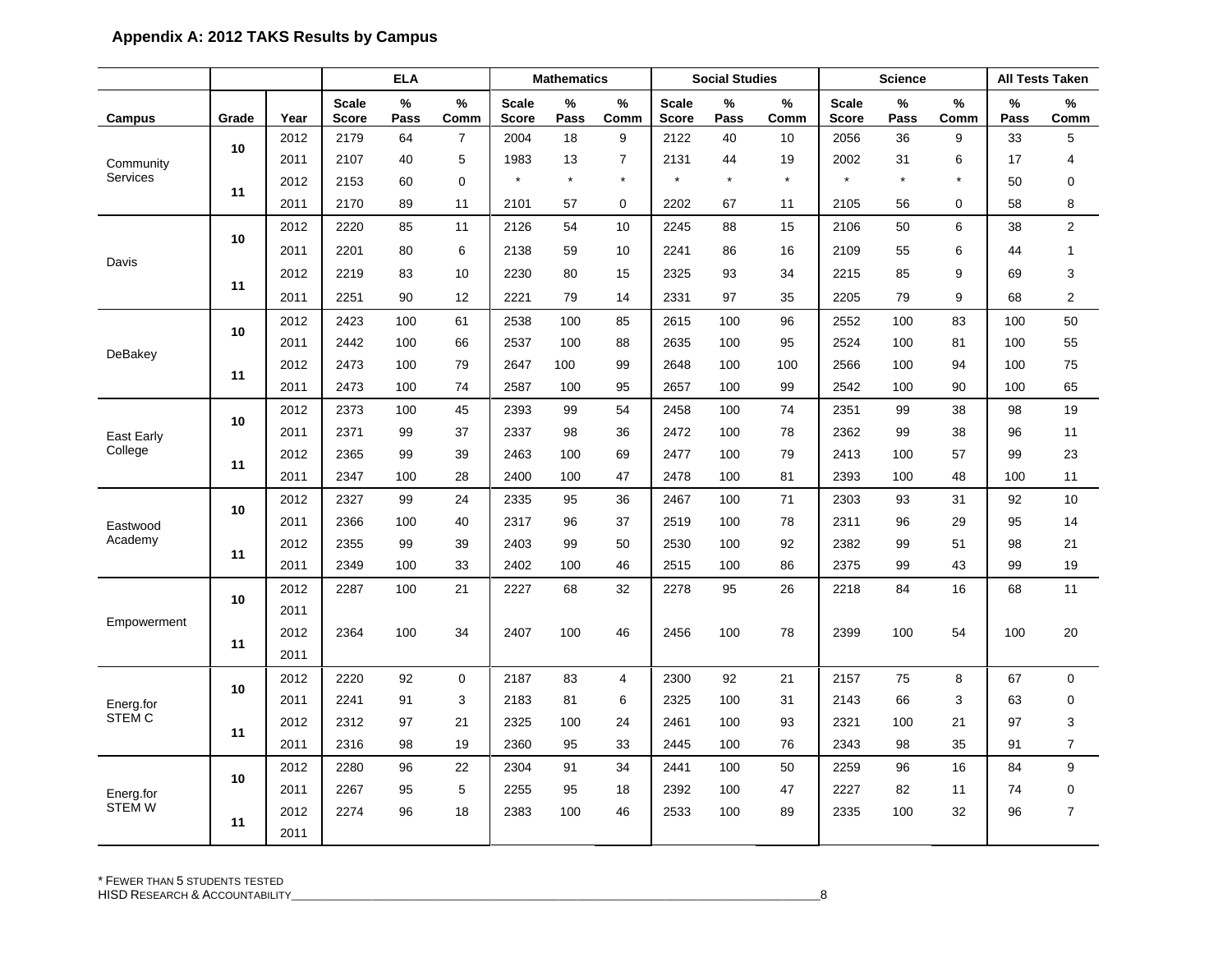### Appendix A: 2012 TAKS Results by Campus

| | | | ELA | | | Mathematics | | | Social Studies | | | Science | | | All Tests Taken | |
|---|---|---|---|---|---|---|---|---|---|---|---|---|---|---|---|---|
| **Campus** | **Grade** | **Year** | **Scale Score** | **% Pass** | **% Comm** | **Scale Score** | **% Pass** | **% Comm** | **Scale Score** | **% Pass** | **% Comm** | **Scale Score** | **% Pass** | **% Comm** | **% Pass** | **% Comm** |
| Community Services | 10 | 2012 | 2179 | 64 | 7 | 2004 | 18 | 9 | 2122 | 40 | 10 | 2056 | 36 | 9 | 33 | 5 |
| | | 2011 | 2107 | 40 | 5 | 1983 | 13 | 7 | 2131 | 44 | 19 | 2002 | 31 | 6 | 17 | 4 |
| | 11 | 2012 | 2153 | 60 | 0 | * | * | * | * | * | * | * | * | * | 50 | 0 |
| | | 2011 | 2170 | 89 | 11 | 2101 | 57 | 0 | 2202 | 67 | 11 | 2105 | 56 | 0 | 58 | 8 |
| Davis | 10 | 2012 | 2220 | 85 | 11 | 2126 | 54 | 10 | 2245 | 88 | 15 | 2106 | 50 | 6 | 38 | 2 |
| | | 2011 | 2201 | 80 | 6 | 2138 | 59 | 10 | 2241 | 86 | 16 | 2109 | 55 | 6 | 44 | 1 |
| | 11 | 2012 | 2219 | 83 | 10 | 2230 | 80 | 15 | 2325 | 93 | 34 | 2215 | 85 | 9 | 69 | 3 |
| | | 2011 | 2251 | 90 | 12 | 2221 | 79 | 14 | 2331 | 97 | 35 | 2205 | 79 | 9 | 68 | 2 |
| DeBakey | 10 | 2012 | 2423 | 100 | 61 | 2538 | 100 | 85 | 2615 | 100 | 96 | 2552 | 100 | 83 | 100 | 50 |
| | | 2011 | 2442 | 100 | 66 | 2537 | 100 | 88 | 2635 | 100 | 95 | 2524 | 100 | 81 | 100 | 55 |
| | 11 | 2012 | 2473 | 100 | 79 | 2647 | 100 | 99 | 2648 | 100 | 100 | 2566 | 100 | 94 | 100 | 75 |
| | | 2011 | 2473 | 100 | 74 | 2587 | 100 | 95 | 2657 | 100 | 99 | 2542 | 100 | 90 | 100 | 65 |
| East Early College | 10 | 2012 | 2373 | 100 | 45 | 2393 | 99 | 54 | 2458 | 100 | 74 | 2351 | 99 | 38 | 98 | 19 |
| | | 2011 | 2371 | 99 | 37 | 2337 | 98 | 36 | 2472 | 100 | 78 | 2362 | 99 | 38 | 96 | 11 |
| | 11 | 2012 | 2365 | 99 | 39 | 2463 | 100 | 69 | 2477 | 100 | 79 | 2413 | 100 | 57 | 99 | 23 |
| | | 2011 | 2347 | 100 | 28 | 2400 | 100 | 47 | 2478 | 100 | 81 | 2393 | 100 | 48 | 100 | 11 |
| Eastwood Academy | 10 | 2012 | 2327 | 99 | 24 | 2335 | 95 | 36 | 2467 | 100 | 71 | 2303 | 93 | 31 | 92 | 10 |
| | | 2011 | 2366 | 100 | 40 | 2317 | 96 | 37 | 2519 | 100 | 78 | 2311 | 96 | 29 | 95 | 14 |
| | 11 | 2012 | 2355 | 99 | 39 | 2403 | 99 | 50 | 2530 | 100 | 92 | 2382 | 99 | 51 | 98 | 21 |
| | | 2011 | 2349 | 100 | 33 | 2402 | 100 | 46 | 2515 | 100 | 86 | 2375 | 99 | 43 | 99 | 19 |
| Empowerment | 10 | 2012 | 2287 | 100 | 21 | 2227 | 68 | 32 | 2278 | 95 | 26 | 2218 | 84 | 16 | 68 | 11 |
| | | 2011 | | | | | | | | | | | | | | |
| | 11 | 2012 | 2364 | 100 | 34 | 2407 | 100 | 46 | 2456 | 100 | 78 | 2399 | 100 | 54 | 100 | 20 |
| | | 2011 | | | | | | | | | | | | | | |
| Energ.for STEM C | 10 | 2012 | 2220 | 92 | 0 | 2187 | 83 | 4 | 2300 | 92 | 21 | 2157 | 75 | 8 | 67 | 0 |
| | | 2011 | 2241 | 91 | 3 | 2183 | 81 | 6 | 2325 | 100 | 31 | 2143 | 66 | 3 | 63 | 0 |
| | 11 | 2012 | 2312 | 97 | 21 | 2325 | 100 | 24 | 2461 | 100 | 93 | 2321 | 100 | 21 | 97 | 3 |
| | | 2011 | 2316 | 98 | 19 | 2360 | 95 | 33 | 2445 | 100 | 76 | 2343 | 98 | 35 | 91 | 7 |
| Energ.for STEM W | 10 | 2012 | 2280 | 96 | 22 | 2304 | 91 | 34 | 2441 | 100 | 50 | 2259 | 96 | 16 | 84 | 9 |
| | | 2011 | 2267 | 95 | 5 | 2255 | 95 | 18 | 2392 | 100 | 47 | 2227 | 82 | 11 | 74 | 0 |
| | 11 | 2012 | 2274 | 96 | 18 | 2383 | 100 | 46 | 2533 | 100 | 89 | 2335 | 100 | 32 | 96 | 7 |
| | | 2011 | | | | | | | | | | | | | | |

* Fewer than 5 students tested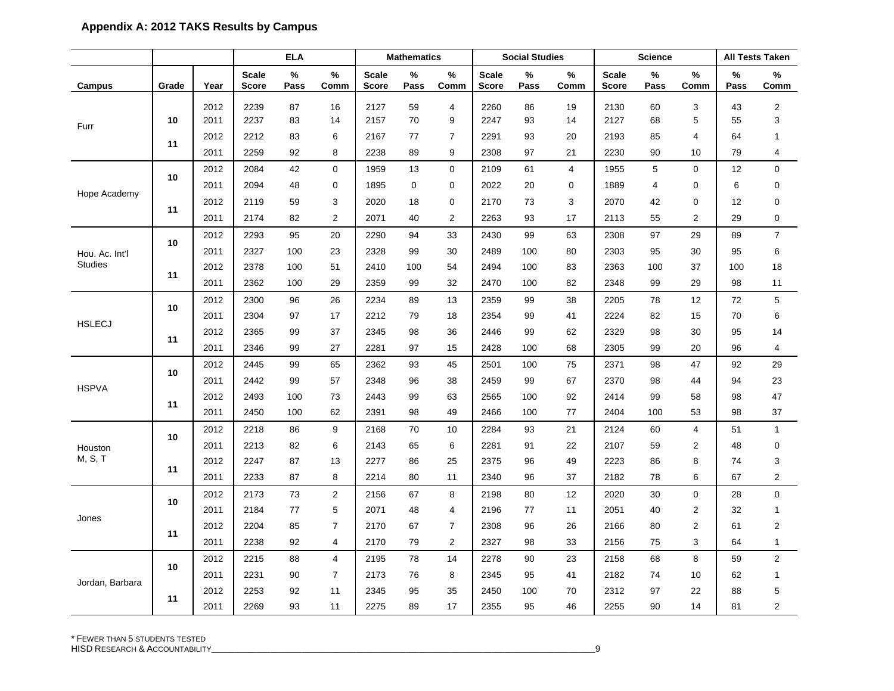### Appendix A: 2012 TAKS Results by Campus

| | | | ELA | | | Mathematics | | | Social Studies | | | Science | | | All Tests Taken | |
|---|---|---|---|---|---|---|---|---|---|---|---|---|---|---|---|---|
| Campus | Grade | Year | Scale Score | % Pass | % Comm | Scale Score | % Pass | % Comm | Scale Score | % Pass | % Comm | Scale Score | % Pass | % Comm | % Pass | % Comm |
| Furr | 10 | 2012 | 2239 | 87 | 16 | 2127 | 59 | 4 | 2260 | 86 | 19 | 2130 | 60 | 3 | 43 | 2 |
| | | 2011 | 2237 | 83 | 14 | 2157 | 70 | 9 | 2247 | 93 | 14 | 2127 | 68 | 5 | 55 | 3 |
| | 11 | 2012 | 2212 | 83 | 6 | 2167 | 77 | 7 | 2291 | 93 | 20 | 2193 | 85 | 4 | 64 | 1 |
| | | 2011 | 2259 | 92 | 8 | 2238 | 89 | 9 | 2308 | 97 | 21 | 2230 | 90 | 10 | 79 | 4 |
| Hope Academy | 10 | 2012 | 2084 | 42 | 0 | 1959 | 13 | 0 | 2109 | 61 | 4 | 1955 | 5 | 0 | 12 | 0 |
| | | 2011 | 2094 | 48 | 0 | 1895 | 0 | 0 | 2022 | 20 | 0 | 1889 | 4 | 0 | 6 | 0 |
| | 11 | 2012 | 2119 | 59 | 3 | 2020 | 18 | 0 | 2170 | 73 | 3 | 2070 | 42 | 0 | 12 | 0 |
| | | 2011 | 2174 | 82 | 2 | 2071 | 40 | 2 | 2263 | 93 | 17 | 2113 | 55 | 2 | 29 | 0 |
| Hou. Ac. Int'l Studies | 10 | 2012 | 2293 | 95 | 20 | 2290 | 94 | 33 | 2430 | 99 | 63 | 2308 | 97 | 29 | 89 | 7 |
| | | 2011 | 2327 | 100 | 23 | 2328 | 99 | 30 | 2489 | 100 | 80 | 2303 | 95 | 30 | 95 | 6 |
| | 11 | 2012 | 2378 | 100 | 51 | 2410 | 100 | 54 | 2494 | 100 | 83 | 2363 | 100 | 37 | 100 | 18 |
| | | 2011 | 2362 | 100 | 29 | 2359 | 99 | 32 | 2470 | 100 | 82 | 2348 | 99 | 29 | 98 | 11 |
| HSLECJ | 10 | 2012 | 2300 | 96 | 26 | 2234 | 89 | 13 | 2359 | 99 | 38 | 2205 | 78 | 12 | 72 | 5 |
| | | 2011 | 2304 | 97 | 17 | 2212 | 79 | 18 | 2354 | 99 | 41 | 2224 | 82 | 15 | 70 | 6 |
| | 11 | 2012 | 2365 | 99 | 37 | 2345 | 98 | 36 | 2446 | 99 | 62 | 2329 | 98 | 30 | 95 | 14 |
| | | 2011 | 2346 | 99 | 27 | 2281 | 97 | 15 | 2428 | 100 | 68 | 2305 | 99 | 20 | 96 | 4 |
| HSPVA | 10 | 2012 | 2445 | 99 | 65 | 2362 | 93 | 45 | 2501 | 100 | 75 | 2371 | 98 | 47 | 92 | 29 |
| | | 2011 | 2442 | 99 | 57 | 2348 | 96 | 38 | 2459 | 99 | 67 | 2370 | 98 | 44 | 94 | 23 |
| | 11 | 2012 | 2493 | 100 | 73 | 2443 | 99 | 63 | 2565 | 100 | 92 | 2414 | 99 | 58 | 98 | 47 |
| | | 2011 | 2450 | 100 | 62 | 2391 | 98 | 49 | 2466 | 100 | 77 | 2404 | 100 | 53 | 98 | 37 |
| Houston M, S, T | 10 | 2012 | 2218 | 86 | 9 | 2168 | 70 | 10 | 2284 | 93 | 21 | 2124 | 60 | 4 | 51 | 1 |
| | | 2011 | 2213 | 82 | 6 | 2143 | 65 | 6 | 2281 | 91 | 22 | 2107 | 59 | 2 | 48 | 0 |
| | 11 | 2012 | 2247 | 87 | 13 | 2277 | 86 | 25 | 2375 | 96 | 49 | 2223 | 86 | 8 | 74 | 3 |
| | | 2011 | 2233 | 87 | 8 | 2214 | 80 | 11 | 2340 | 96 | 37 | 2182 | 78 | 6 | 67 | 2 |
| Jones | 10 | 2012 | 2173 | 73 | 2 | 2156 | 67 | 8 | 2198 | 80 | 12 | 2020 | 30 | 0 | 28 | 0 |
| | | 2011 | 2184 | 77 | 5 | 2071 | 48 | 4 | 2196 | 77 | 11 | 2051 | 40 | 2 | 32 | 1 |
| | 11 | 2012 | 2204 | 85 | 7 | 2170 | 67 | 7 | 2308 | 96 | 26 | 2166 | 80 | 2 | 61 | 2 |
| | | 2011 | 2238 | 92 | 4 | 2170 | 79 | 2 | 2327 | 98 | 33 | 2156 | 75 | 3 | 64 | 1 |
| Jordan, Barbara | 10 | 2012 | 2215 | 88 | 4 | 2195 | 78 | 14 | 2278 | 90 | 23 | 2158 | 68 | 8 | 59 | 2 |
| | | 2011 | 2231 | 90 | 7 | 2173 | 76 | 8 | 2345 | 95 | 41 | 2182 | 74 | 10 | 62 | 1 |
| | 11 | 2012 | 2253 | 92 | 11 | 2345 | 95 | 35 | 2450 | 100 | 70 | 2312 | 97 | 22 | 88 | 5 |
| | | 2011 | 2269 | 93 | 11 | 2275 | 89 | 17 | 2355 | 95 | 46 | 2255 | 90 | 14 | 81 | 2 |

* Fewer than 5 students tested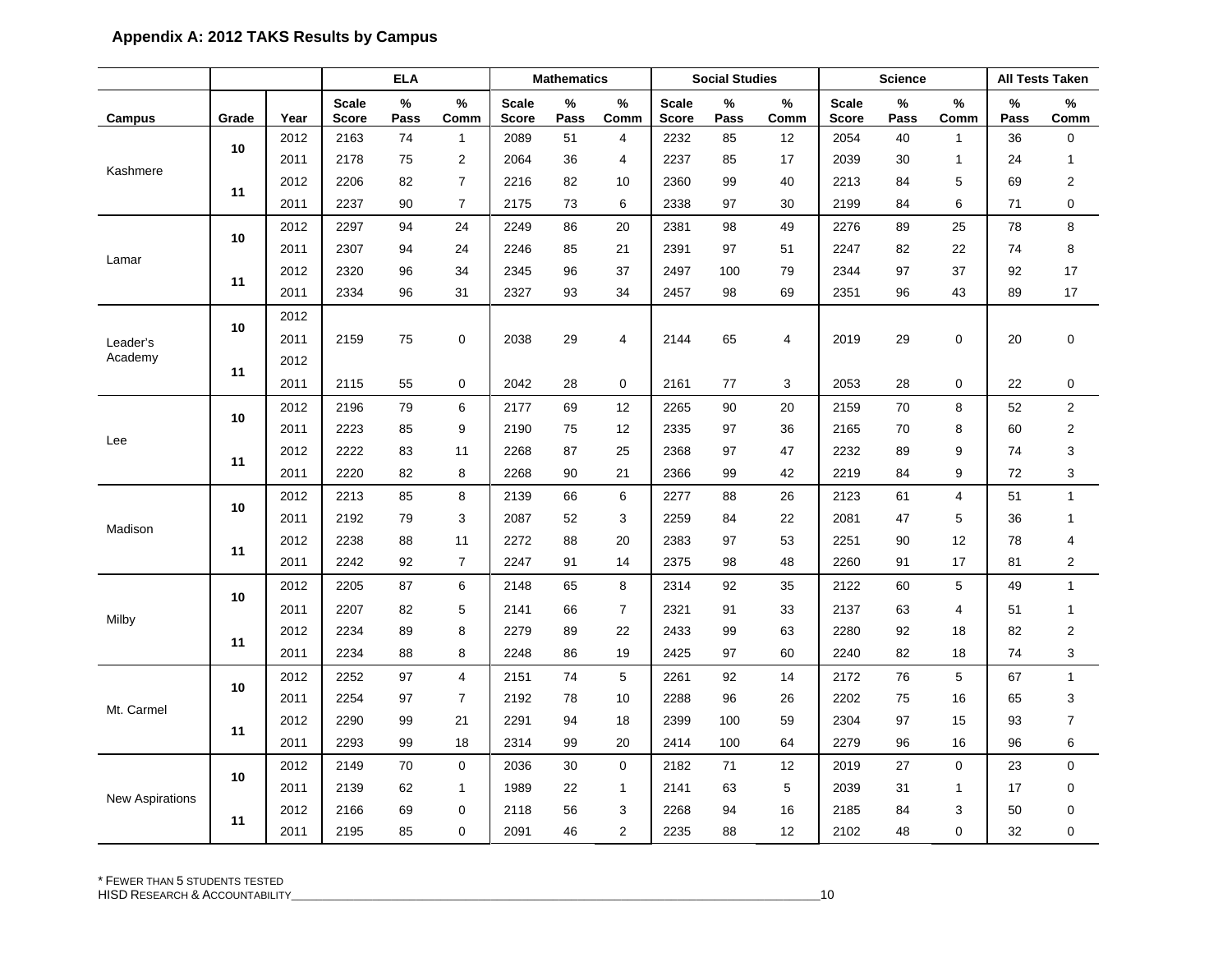**Appendix A: 2012 TAKS Results by Campus**

| | | | ELA | | | Mathematics | | | Social Studies | | | Science | | | All Tests Taken | |
|---|---|---|---|---|---|---|---|---|---|---|---|---|---|---|---|---|
| Campus | Grade | Year | Scale Score | % Pass | % Comm | Scale Score | % Pass | % Comm | Scale Score | % Pass | % Comm | Scale Score | % Pass | % Comm | % Pass | % Comm |
| Kashmere | 10 | 2012 | 2163 | 74 | 1 | 2089 | 51 | 4 | 2232 | 85 | 12 | 2054 | 40 | 1 | 36 | 0 |
| | | 2011 | 2178 | 75 | 2 | 2064 | 36 | 4 | 2237 | 85 | 17 | 2039 | 30 | 1 | 24 | 1 |
| | 11 | 2012 | 2206 | 82 | 7 | 2216 | 82 | 10 | 2360 | 99 | 40 | 2213 | 84 | 5 | 69 | 2 |
| | | 2011 | 2237 | 90 | 7 | 2175 | 73 | 6 | 2338 | 97 | 30 | 2199 | 84 | 6 | 71 | 0 |
| Lamar | 10 | 2012 | 2297 | 94 | 24 | 2249 | 86 | 20 | 2381 | 98 | 49 | 2276 | 89 | 25 | 78 | 8 |
| | | 2011 | 2307 | 94 | 24 | 2246 | 85 | 21 | 2391 | 97 | 51 | 2247 | 82 | 22 | 74 | 8 |
| | 11 | 2012 | 2320 | 96 | 34 | 2345 | 96 | 37 | 2497 | 100 | 79 | 2344 | 97 | 37 | 92 | 17 |
| | | 2011 | 2334 | 96 | 31 | 2327 | 93 | 34 | 2457 | 98 | 69 | 2351 | 96 | 43 | 89 | 17 |
| Leader's Academy | 10 | 2012 | | | | | | | | | | | | | | |
| | | 2011 | 2159 | 75 | 0 | 2038 | 29 | 4 | 2144 | 65 | 4 | 2019 | 29 | 0 | 20 | 0 |
| | 11 | 2012 | | | | | | | | | | | | | | |
| | | 2011 | 2115 | 55 | 0 | 2042 | 28 | 0 | 2161 | 77 | 3 | 2053 | 28 | 0 | 22 | 0 |
| Lee | 10 | 2012 | 2196 | 79 | 6 | 2177 | 69 | 12 | 2265 | 90 | 20 | 2159 | 70 | 8 | 52 | 2 |
| | | 2011 | 2223 | 85 | 9 | 2190 | 75 | 12 | 2335 | 97 | 36 | 2165 | 70 | 8 | 60 | 2 |
| | 11 | 2012 | 2222 | 83 | 11 | 2268 | 87 | 25 | 2368 | 97 | 47 | 2232 | 89 | 9 | 74 | 3 |
| | | 2011 | 2220 | 82 | 8 | 2268 | 90 | 21 | 2366 | 99 | 42 | 2219 | 84 | 9 | 72 | 3 |
| Madison | 10 | 2012 | 2213 | 85 | 8 | 2139 | 66 | 6 | 2277 | 88 | 26 | 2123 | 61 | 4 | 51 | 1 |
| | | 2011 | 2192 | 79 | 3 | 2087 | 52 | 3 | 2259 | 84 | 22 | 2081 | 47 | 5 | 36 | 1 |
| | 11 | 2012 | 2238 | 88 | 11 | 2272 | 88 | 20 | 2383 | 97 | 53 | 2251 | 90 | 12 | 78 | 4 |
| | | 2011 | 2242 | 92 | 7 | 2247 | 91 | 14 | 2375 | 98 | 48 | 2260 | 91 | 17 | 81 | 2 |
| Milby | 10 | 2012 | 2205 | 87 | 6 | 2148 | 65 | 8 | 2314 | 92 | 35 | 2122 | 60 | 5 | 49 | 1 |
| | | 2011 | 2207 | 82 | 5 | 2141 | 66 | 7 | 2321 | 91 | 33 | 2137 | 63 | 4 | 51 | 1 |
| | 11 | 2012 | 2234 | 89 | 8 | 2279 | 89 | 22 | 2433 | 99 | 63 | 2280 | 92 | 18 | 82 | 2 |
| | | 2011 | 2234 | 88 | 8 | 2248 | 86 | 19 | 2425 | 97 | 60 | 2240 | 82 | 18 | 74 | 3 |
| Mt. Carmel | 10 | 2012 | 2252 | 97 | 4 | 2151 | 74 | 5 | 2261 | 92 | 14 | 2172 | 76 | 5 | 67 | 1 |
| | | 2011 | 2254 | 97 | 7 | 2192 | 78 | 10 | 2288 | 96 | 26 | 2202 | 75 | 16 | 65 | 3 |
| | 11 | 2012 | 2290 | 99 | 21 | 2291 | 94 | 18 | 2399 | 100 | 59 | 2304 | 97 | 15 | 93 | 7 |
| | | 2011 | 2293 | 99 | 18 | 2314 | 99 | 20 | 2414 | 100 | 64 | 2279 | 96 | 16 | 96 | 6 |
| New Aspirations | 10 | 2012 | 2149 | 70 | 0 | 2036 | 30 | 0 | 2182 | 71 | 12 | 2019 | 27 | 0 | 23 | 0 |
| | | 2011 | 2139 | 62 | 1 | 1989 | 22 | 1 | 2141 | 63 | 5 | 2039 | 31 | 1 | 17 | 0 |
| | 11 | 2012 | 2166 | 69 | 0 | 2118 | 56 | 3 | 2268 | 94 | 16 | 2185 | 84 | 3 | 50 | 0 |
| | | 2011 | 2195 | 85 | 0 | 2091 | 46 | 2 | 2235 | 88 | 12 | 2102 | 48 | 0 | 32 | 0 |

* Fewer than 5 students tested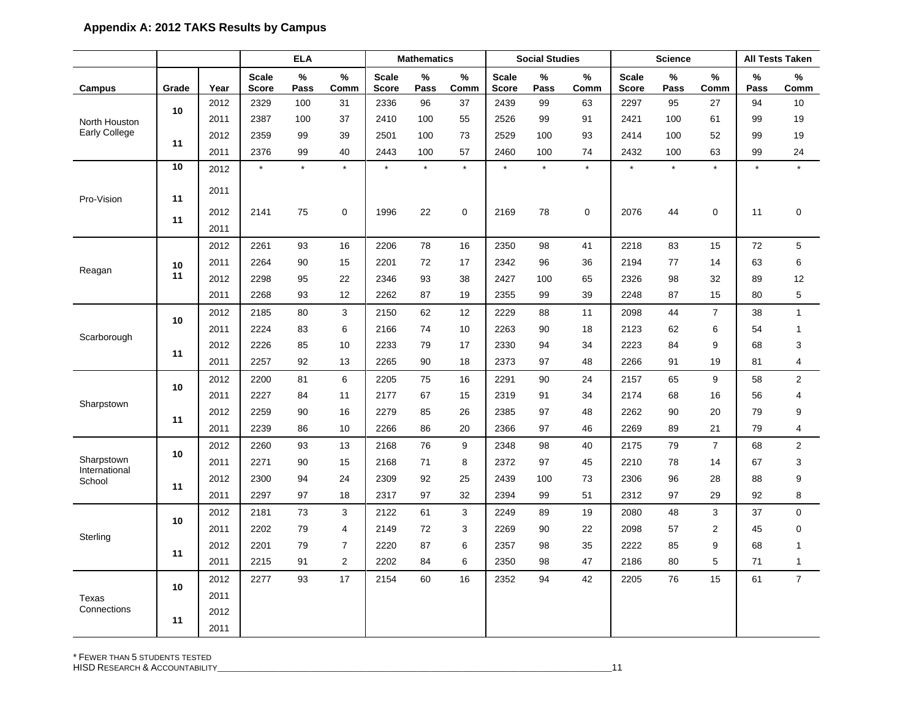### Appendix A: 2012 TAKS Results by Campus

| | | | ELA | | | Mathematics | | | Social Studies | | | Science | | | All Tests Taken | |
|---|---|---|---|---|---|---|---|---|---|---|---|---|---|---|---|---|
| Campus | Grade | Year | Scale Score | % Pass | % Comm | Scale Score | % Pass | % Comm | Scale Score | % Pass | % Comm | Scale Score | % Pass | % Comm | % Pass | % Comm |
| North Houston Early College | 10 | 2012 | 2329 | 100 | 31 | 2336 | 96 | 37 | 2439 | 99 | 63 | 2297 | 95 | 27 | 94 | 10 |
| | | 2011 | 2387 | 100 | 37 | 2410 | 100 | 55 | 2526 | 99 | 91 | 2421 | 100 | 61 | 99 | 19 |
| | 11 | 2012 | 2359 | 99 | 39 | 2501 | 100 | 73 | 2529 | 100 | 93 | 2414 | 100 | 52 | 99 | 19 |
| | | 2011 | 2376 | 99 | 40 | 2443 | 100 | 57 | 2460 | 100 | 74 | 2432 | 100 | 63 | 99 | 24 |
| Pro-Vision | 10 | 2012 | * | * | * | * | * | * | * | * | * | * | * | * | * | * |
| | 11 | 2011 | | | | | | | | | | | | | | |
| | 11 | 2012 | 2141 | 75 | 0 | 1996 | 22 | 0 | 2169 | 78 | 0 | 2076 | 44 | 0 | 11 | 0 |
| | | 2011 | | | | | | | | | | | | | | |
| Reagan | 10 | 2012 | 2261 | 93 | 16 | 2206 | 78 | 16 | 2350 | 98 | 41 | 2218 | 83 | 15 | 72 | 5 |
| | | 2011 | 2264 | 90 | 15 | 2201 | 72 | 17 | 2342 | 96 | 36 | 2194 | 77 | 14 | 63 | 6 |
| | 11 | 2012 | 2298 | 95 | 22 | 2346 | 93 | 38 | 2427 | 100 | 65 | 2326 | 98 | 32 | 89 | 12 |
| | | 2011 | 2268 | 93 | 12 | 2262 | 87 | 19 | 2355 | 99 | 39 | 2248 | 87 | 15 | 80 | 5 |
| Scarborough | 10 | 2012 | 2185 | 80 | 3 | 2150 | 62 | 12 | 2229 | 88 | 11 | 2098 | 44 | 7 | 38 | 1 |
| | | 2011 | 2224 | 83 | 6 | 2166 | 74 | 10 | 2263 | 90 | 18 | 2123 | 62 | 6 | 54 | 1 |
| | 11 | 2012 | 2226 | 85 | 10 | 2233 | 79 | 17 | 2330 | 94 | 34 | 2223 | 84 | 9 | 68 | 3 |
| | | 2011 | 2257 | 92 | 13 | 2265 | 90 | 18 | 2373 | 97 | 48 | 2266 | 91 | 19 | 81 | 4 |
| Sharpstown | 10 | 2012 | 2200 | 81 | 6 | 2205 | 75 | 16 | 2291 | 90 | 24 | 2157 | 65 | 9 | 58 | 2 |
| | | 2011 | 2227 | 84 | 11 | 2177 | 67 | 15 | 2319 | 91 | 34 | 2174 | 68 | 16 | 56 | 4 |
| | 11 | 2012 | 2259 | 90 | 16 | 2279 | 85 | 26 | 2385 | 97 | 48 | 2262 | 90 | 20 | 79 | 9 |
| | | 2011 | 2239 | 86 | 10 | 2266 | 86 | 20 | 2366 | 97 | 46 | 2269 | 89 | 21 | 79 | 4 |
| Sharpstown International School | 10 | 2012 | 2260 | 93 | 13 | 2168 | 76 | 9 | 2348 | 98 | 40 | 2175 | 79 | 7 | 68 | 2 |
| | | 2011 | 2271 | 90 | 15 | 2168 | 71 | 8 | 2372 | 97 | 45 | 2210 | 78 | 14 | 67 | 3 |
| | 11 | 2012 | 2300 | 94 | 24 | 2309 | 92 | 25 | 2439 | 100 | 73 | 2306 | 96 | 28 | 88 | 9 |
| | | 2011 | 2297 | 97 | 18 | 2317 | 97 | 32 | 2394 | 99 | 51 | 2312 | 97 | 29 | 92 | 8 |
| Sterling | 10 | 2012 | 2181 | 73 | 3 | 2122 | 61 | 3 | 2249 | 89 | 19 | 2080 | 48 | 3 | 37 | 0 |
| | | 2011 | 2202 | 79 | 4 | 2149 | 72 | 3 | 2269 | 90 | 22 | 2098 | 57 | 2 | 45 | 0 |
| | 11 | 2012 | 2201 | 79 | 7 | 2220 | 87 | 6 | 2357 | 98 | 35 | 2222 | 85 | 9 | 68 | 1 |
| | | 2011 | 2215 | 91 | 2 | 2202 | 84 | 6 | 2350 | 98 | 47 | 2186 | 80 | 5 | 71 | 1 |
| Texas Connections | 10 | 2012 | 2277 | 93 | 17 | 2154 | 60 | 16 | 2352 | 94 | 42 | 2205 | 76 | 15 | 61 | 7 |
| | | 2011 | | | | | | | | | | | | | | |
| | 11 | 2012 | | | | | | | | | | | | | | |
| | | 2011 | | | | | | | | | | | | | | |

* Fewer than 5 students tested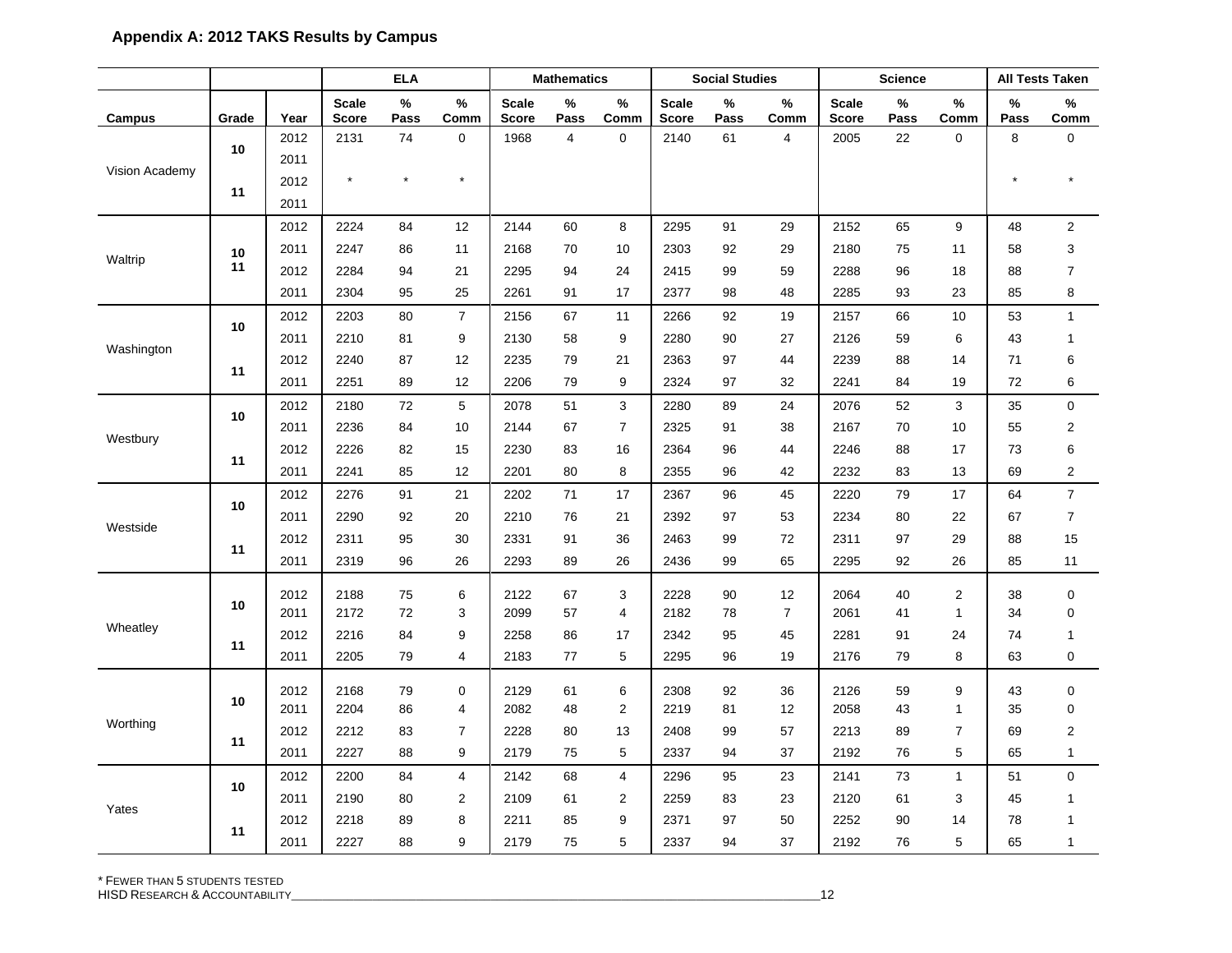## Appendix A: 2012 TAKS Results by Campus

| | | | ELA | | | Mathematics | | | Social Studies | | | Science | | | All Tests Taken | |
|---|---|---|---|---|---|---|---|---|---|---|---|---|---|---|---|---|
| Campus | Grade | Year | Scale Score | % Pass | % Comm | Scale Score | % Pass | % Comm | Scale Score | % Pass | % Comm | Scale Score | % Pass | % Comm | % Pass | % Comm |
| Vision Academy | 10 | 2012 | 2131 | 74 | 0 | 1968 | 4 | 0 | 2140 | 61 | 4 | 2005 | 22 | 0 | 8 | 0 |
| | | 2011 | | | | | | | | | | | | | | |
| | 11 | 2012 | * | * | * | | | | | | | | | | * | * |
| | | 2011 | | | | | | | | | | | | | | |
| Waltrip | 10 | 2012 | 2224 | 84 | 12 | 2144 | 60 | 8 | 2295 | 91 | 29 | 2152 | 65 | 9 | 48 | 2 |
| | | 2011 | 2247 | 86 | 11 | 2168 | 70 | 10 | 2303 | 92 | 29 | 2180 | 75 | 11 | 58 | 3 |
| | 11 | 2012 | 2284 | 94 | 21 | 2295 | 94 | 24 | 2415 | 99 | 59 | 2288 | 96 | 18 | 88 | 7 |
| | | 2011 | 2304 | 95 | 25 | 2261 | 91 | 17 | 2377 | 98 | 48 | 2285 | 93 | 23 | 85 | 8 |
| Washington | 10 | 2012 | 2203 | 80 | 7 | 2156 | 67 | 11 | 2266 | 92 | 19 | 2157 | 66 | 10 | 53 | 1 |
| | | 2011 | 2210 | 81 | 9 | 2130 | 58 | 9 | 2280 | 90 | 27 | 2126 | 59 | 6 | 43 | 1 |
| | 11 | 2012 | 2240 | 87 | 12 | 2235 | 79 | 21 | 2363 | 97 | 44 | 2239 | 88 | 14 | 71 | 6 |
| | | 2011 | 2251 | 89 | 12 | 2206 | 79 | 9 | 2324 | 97 | 32 | 2241 | 84 | 19 | 72 | 6 |
| Westbury | 10 | 2012 | 2180 | 72 | 5 | 2078 | 51 | 3 | 2280 | 89 | 24 | 2076 | 52 | 3 | 35 | 0 |
| | | 2011 | 2236 | 84 | 10 | 2144 | 67 | 7 | 2325 | 91 | 38 | 2167 | 70 | 10 | 55 | 2 |
| | 11 | 2012 | 2226 | 82 | 15 | 2230 | 83 | 16 | 2364 | 96 | 44 | 2246 | 88 | 17 | 73 | 6 |
| | | 2011 | 2241 | 85 | 12 | 2201 | 80 | 8 | 2355 | 96 | 42 | 2232 | 83 | 13 | 69 | 2 |
| Westside | 10 | 2012 | 2276 | 91 | 21 | 2202 | 71 | 17 | 2367 | 96 | 45 | 2220 | 79 | 17 | 64 | 7 |
| | | 2011 | 2290 | 92 | 20 | 2210 | 76 | 21 | 2392 | 97 | 53 | 2234 | 80 | 22 | 67 | 7 |
| | 11 | 2012 | 2311 | 95 | 30 | 2331 | 91 | 36 | 2463 | 99 | 72 | 2311 | 97 | 29 | 88 | 15 |
| | | 2011 | 2319 | 96 | 26 | 2293 | 89 | 26 | 2436 | 99 | 65 | 2295 | 92 | 26 | 85 | 11 |
| Wheatley | 10 | 2012 | 2188 | 75 | 6 | 2122 | 67 | 3 | 2228 | 90 | 12 | 2064 | 40 | 2 | 38 | 0 |
| | | 2011 | 2172 | 72 | 3 | 2099 | 57 | 4 | 2182 | 78 | 7 | 2061 | 41 | 1 | 34 | 0 |
| | 11 | 2012 | 2216 | 84 | 9 | 2258 | 86 | 17 | 2342 | 95 | 45 | 2281 | 91 | 24 | 74 | 1 |
| | | 2011 | 2205 | 79 | 4 | 2183 | 77 | 5 | 2295 | 96 | 19 | 2176 | 79 | 8 | 63 | 0 |
| Worthing | 10 | 2012 | 2168 | 79 | 0 | 2129 | 61 | 6 | 2308 | 92 | 36 | 2126 | 59 | 9 | 43 | 0 |
| | | 2011 | 2204 | 86 | 4 | 2082 | 48 | 2 | 2219 | 81 | 12 | 2058 | 43 | 1 | 35 | 0 |
| | 11 | 2012 | 2212 | 83 | 7 | 2228 | 80 | 13 | 2408 | 99 | 57 | 2213 | 89 | 7 | 69 | 2 |
| | | 2011 | 2227 | 88 | 9 | 2179 | 75 | 5 | 2337 | 94 | 37 | 2192 | 76 | 5 | 65 | 1 |
| Yates | 10 | 2012 | 2200 | 84 | 4 | 2142 | 68 | 4 | 2296 | 95 | 23 | 2141 | 73 | 1 | 51 | 0 |
| | | 2011 | 2190 | 80 | 2 | 2109 | 61 | 2 | 2259 | 83 | 23 | 2120 | 61 | 3 | 45 | 1 |
| | 11 | 2012 | 2218 | 89 | 8 | 2211 | 85 | 9 | 2371 | 97 | 50 | 2252 | 90 | 14 | 78 | 1 |
| | | 2011 | 2227 | 88 | 9 | 2179 | 75 | 5 | 2337 | 94 | 37 | 2192 | 76 | 5 | 65 | 1 |

* Fewer than 5 students tested